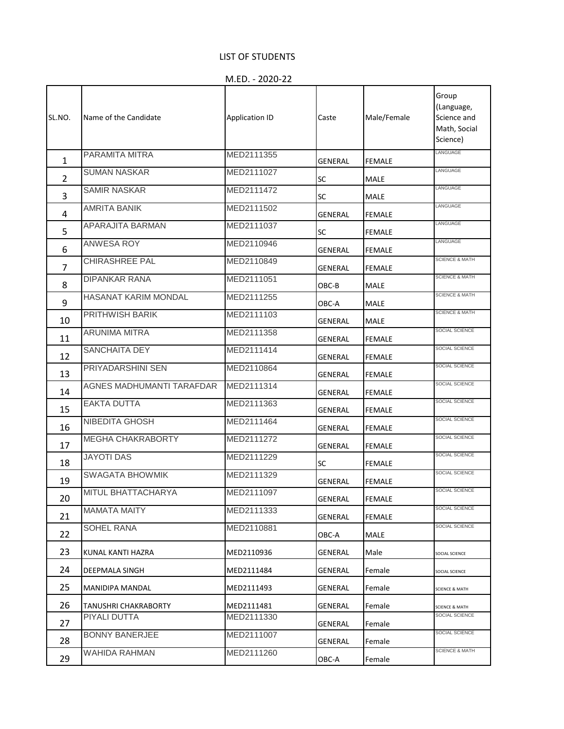# LIST OF STUDENTS

## M.ED. - 2020-22

| SL.NO. | Name of the Candidate | Application ID | Caste | Male/Female | Group (Language, Science and Math, Social Science) |
|---|---|---|---|---|---|
| 1 | PARAMITA MITRA | MED2111355 | GENERAL | FEMALE | LANGUAGE |
| 2 | SUMAN NASKAR | MED2111027 | SC | MALE | LANGUAGE |
| 3 | SAMIR NASKAR | MED2111472 | SC | MALE | LANGUAGE |
| 4 | AMRITA BANIK | MED2111502 | GENERAL | FEMALE | LANGUAGE |
| 5 | APARAJITA BARMAN | MED2111037 | SC | FEMALE | LANGUAGE |
| 6 | ANWESA ROY | MED2110946 | GENERAL | FEMALE | LANGUAGE |
| 7 | CHIRASHREE PAL | MED2110849 | GENERAL | FEMALE | SCIENCE & MATH |
| 8 | DIPANKAR RANA | MED2111051 | OBC-B | MALE | SCIENCE & MATH |
| 9 | HASANAT KARIM MONDAL | MED2111255 | OBC-A | MALE | SCIENCE & MATH |
| 10 | PRITHWISH BARIK | MED2111103 | GENERAL | MALE | SCIENCE & MATH |
| 11 | ARUNIMA MITRA | MED2111358 | GENERAL | FEMALE | SOCIAL SCIENCE |
| 12 | SANCHAITA DEY | MED2111414 | GENERAL | FEMALE | SOCIAL SCIENCE |
| 13 | PRIYADARSHINI SEN | MED2110864 | GENERAL | FEMALE | SOCIAL SCIENCE |
| 14 | AGNES MADHUMANTI TARAFDAR | MED2111314 | GENERAL | FEMALE | SOCIAL SCIENCE |
| 15 | EAKTA DUTTA | MED2111363 | GENERAL | FEMALE | SOCIAL SCIENCE |
| 16 | NIBEDITA GHOSH | MED2111464 | GENERAL | FEMALE | SOCIAL SCIENCE |
| 17 | MEGHA CHAKRABORTY | MED2111272 | GENERAL | FEMALE | SOCIAL SCIENCE |
| 18 | JAYOTI DAS | MED2111229 | SC | FEMALE | SOCIAL SCIENCE |
| 19 | SWAGATA BHOWMIK | MED2111329 | GENERAL | FEMALE | SOCIAL SCIENCE |
| 20 | MITUL BHATTACHARYA | MED2111097 | GENERAL | FEMALE | SOCIAL SCIENCE |
| 21 | MAMATA MAITY | MED2111333 | GENERAL | FEMALE | SOCIAL SCIENCE |
| 22 | SOHEL RANA | MED2110881 | OBC-A | MALE | SOCIAL SCIENCE |
| 23 | KUNAL KANTI HAZRA | MED2110936 | GENERAL | Male | SOCIAL SCIENCE |
| 24 | DEEPMALA SINGH | MED2111484 | GENERAL | Female | SOCIAL SCIENCE |
| 25 | MANIDIPA MANDAL | MED2111493 | GENERAL | Female | SCIENCE & MATH |
| 26 | TANUSHRI CHAKRABORTY | MED2111481 | GENERAL | Female | SCIENCE & MATH |
| 27 | PIYALI DUTTA | MED2111330 | GENERAL | Female | SOCIAL SCIENCE |
| 28 | BONNY BANERJEE | MED2111007 | GENERAL | Female | SOCIAL SCIENCE |
| 29 | WAHIDA RAHMAN | MED2111260 | OBC-A | Female | SCIENCE & MATH |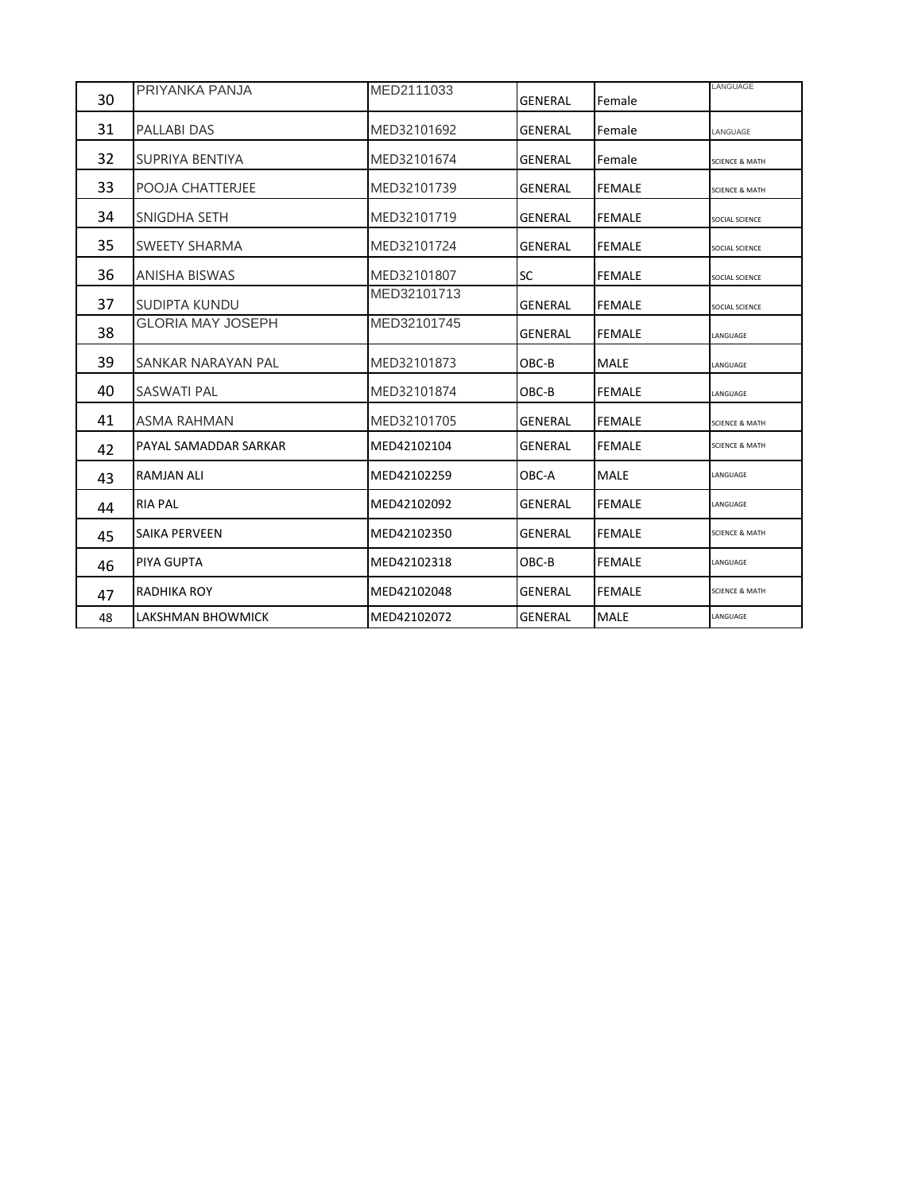| | | | | | |
|---|---|---|---|---|---|
| 30 | PRIYANKA PANJA | MED2111033 | GENERAL | Female | LANGUAGE |
| 31 | PALLABI DAS | MED32101692 | GENERAL | Female | LANGUAGE |
| 32 | SUPRIYA BENTIYA | MED32101674 | GENERAL | Female | SCIENCE & MATH |
| 33 | POOJA CHATTERJEE | MED32101739 | GENERAL | FEMALE | SCIENCE & MATH |
| 34 | SNIGDHA SETH | MED32101719 | GENERAL | FEMALE | SOCIAL SCIENCE |
| 35 | SWEETY SHARMA | MED32101724 | GENERAL | FEMALE | SOCIAL SCIENCE |
| 36 | ANISHA BISWAS | MED32101807 | SC | FEMALE | SOCIAL SCIENCE |
| 37 | SUDIPTA KUNDU | MED32101713 | GENERAL | FEMALE | SOCIAL SCIENCE |
| 38 | GLORIA MAY JOSEPH | MED32101745 | GENERAL | FEMALE | LANGUAGE |
| 39 | SANKAR NARAYAN PAL | MED32101873 | OBC-B | MALE | LANGUAGE |
| 40 | SASWATI PAL | MED32101874 | OBC-B | FEMALE | LANGUAGE |
| 41 | ASMA RAHMAN | MED32101705 | GENERAL | FEMALE | SCIENCE & MATH |
| 42 | PAYAL SAMADDAR SARKAR | MED42102104 | GENERAL | FEMALE | SCIENCE & MATH |
| 43 | RAMJAN ALI | MED42102259 | OBC-A | MALE | LANGUAGE |
| 44 | RIA PAL | MED42102092 | GENERAL | FEMALE | LANGUAGE |
| 45 | SAIKA PERVEEN | MED42102350 | GENERAL | FEMALE | SCIENCE & MATH |
| 46 | PIYA GUPTA | MED42102318 | OBC-B | FEMALE | LANGUAGE |
| 47 | RADHIKA ROY | MED42102048 | GENERAL | FEMALE | SCIENCE & MATH |
| 48 | LAKSHMAN BHOWMICK | MED42102072 | GENERAL | MALE | LANGUAGE |